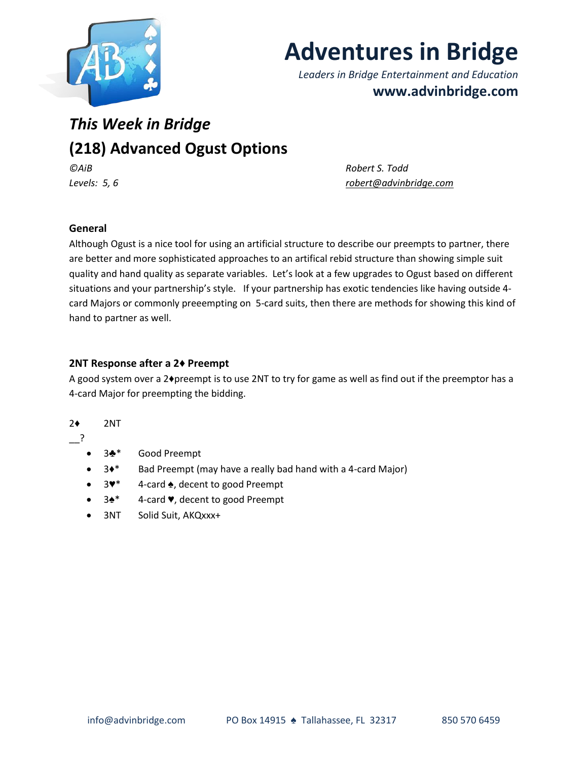# Adventures in Bridge

*Leaders in Bridge Entertainment and Education*

**www.advinbridge.com**

## *This Week in Bridge*

## (218) Advanced Ogust Options

*©AiB* | *Robert S. Todd*
*Levels: 5, 6* | *robert@advinbridge.com*

### General

Although Ogust is a nice tool for using an artificial structure to describe our preempts to partner, there are better and more sophisticated approaches to an artifical rebid structure than showing simple suit quality and hand quality as separate variables. Let's look at a few upgrades to Ogust based on different situations and your partnership's style. If your partnership has exotic tendencies like having outside 4-card Majors or commonly preeempting on 5-card suits, then there are methods for showing this kind of hand to partner as well.

### 2NT Response after a 2♦ Preempt

A good system over a 2♦preempt is to use 2NT to try for game as well as find out if the preemptor has a 4-card Major for preempting the bidding.

2♦ 2NT
__?

- 3♣* Good Preempt
- 3♦* Bad Preempt (may have a really bad hand with a 4-card Major)
- 3♥* 4-card ♠, decent to good Preempt
- 3♠* 4-card ♥, decent to good Preempt
- 3NT Solid Suit, AKQxxx+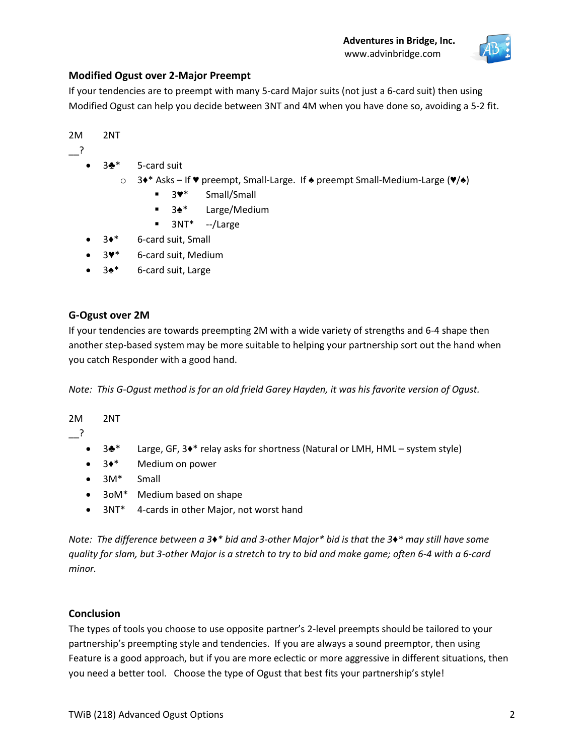## Modified Ogust over 2-Major Preempt

If your tendencies are to preempt with many 5-card Major suits (not just a 6-card suit) then using Modified Ogust can help you decide between 3NT and 4M when you have done so, avoiding a 5-2 fit.

2M 2NT

__?

- 3♣* 5-card suit
  - 3♦* Asks – If ♥ preempt, Small-Large. If ♠ preempt Small-Medium-Large (♥/♠)
    - 3♥* Small/Small
    - 3♠* Large/Medium
    - 3NT* --/Large
- 3♦* 6-card suit, Small
- 3♥* 6-card suit, Medium
- 3♠* 6-card suit, Large

## G-Ogust over 2M

If your tendencies are towards preempting 2M with a wide variety of strengths and 6-4 shape then another step-based system may be more suitable to helping your partnership sort out the hand when you catch Responder with a good hand.

*Note: This G-Ogust method is for an old frield Garey Hayden, it was his favorite version of Ogust.*

2M 2NT

__?

- 3♣* Large, GF, 3♦* relay asks for shortness (Natural or LMH, HML – system style)
- 3♦* Medium on power
- 3M* Small
- 3oM* Medium based on shape
- 3NT* 4-cards in other Major, not worst hand

*Note: The difference between a 3♦* bid and 3-other Major* bid is that the 3♦* may still have some quality for slam, but 3-other Major is a stretch to try to bid and make game; often 6-4 with a 6-card minor.*

## Conclusion

The types of tools you choose to use opposite partner's 2-level preempts should be tailored to your partnership's preempting style and tendencies. If you are always a sound preemptor, then using Feature is a good approach, but if you are more eclectic or more aggressive in different situations, then you need a better tool. Choose the type of Ogust that best fits your partnership's style!